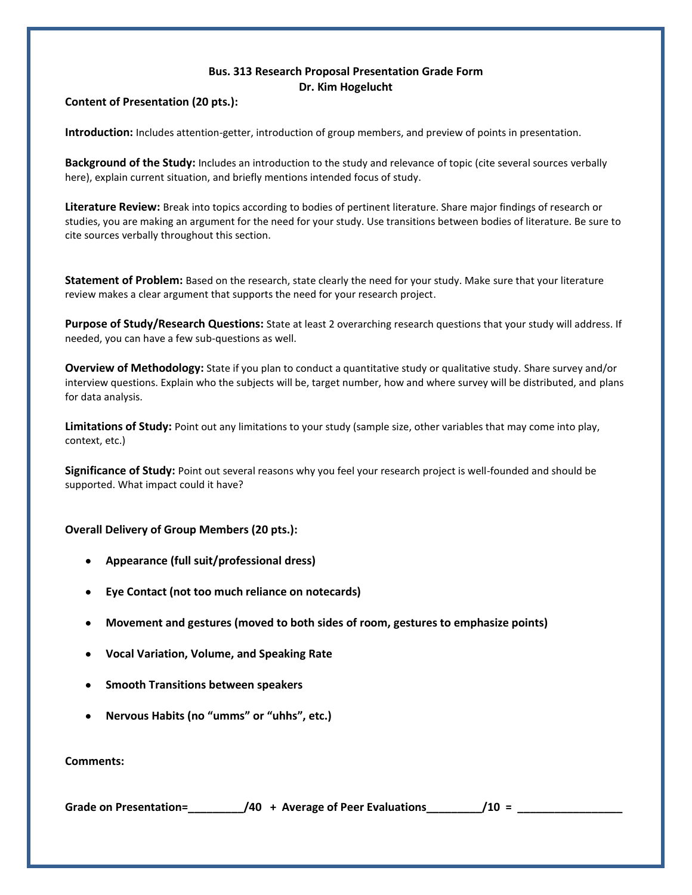**Bus. 313 Research Proposal Presentation Grade Form**
**Dr. Kim Hogelucht**

**Content of Presentation (20 pts.):**

**Introduction:** Includes attention-getter, introduction of group members, and preview of points in presentation.

**Background of the Study:** Includes an introduction to the study and relevance of topic (cite several sources verbally here), explain current situation, and briefly mentions intended focus of study.

**Literature Review:** Break into topics according to bodies of pertinent literature. Share major findings of research or studies, you are making an argument for the need for your study. Use transitions between bodies of literature. Be sure to cite sources verbally throughout this section.

**Statement of Problem:** Based on the research, state clearly the need for your study. Make sure that your literature review makes a clear argument that supports the need for your research project.

**Purpose of Study/Research Questions:** State at least 2 overarching research questions that your study will address. If needed, you can have a few sub-questions as well.

**Overview of Methodology:** State if you plan to conduct a quantitative study or qualitative study. Share survey and/or interview questions. Explain who the subjects will be, target number, how and where survey will be distributed, and plans for data analysis.

**Limitations of Study:** Point out any limitations to your study (sample size, other variables that may come into play, context, etc.)

**Significance of Study:** Point out several reasons why you feel your research project is well-founded and should be supported. What impact could it have?

**Overall Delivery of Group Members (20 pts.):**

- **Appearance (full suit/professional dress)**
- **Eye Contact (not too much reliance on notecards)**
- **Movement and gestures (moved to both sides of room, gestures to emphasize points)**
- **Vocal Variation, Volume, and Speaking Rate**
- **Smooth Transitions between speakers**
- **Nervous Habits (no "umms" or "uhhs", etc.)**

**Comments:**

**Grade on Presentation=_________/40 + Average of Peer Evaluations_________/10 = _________________**